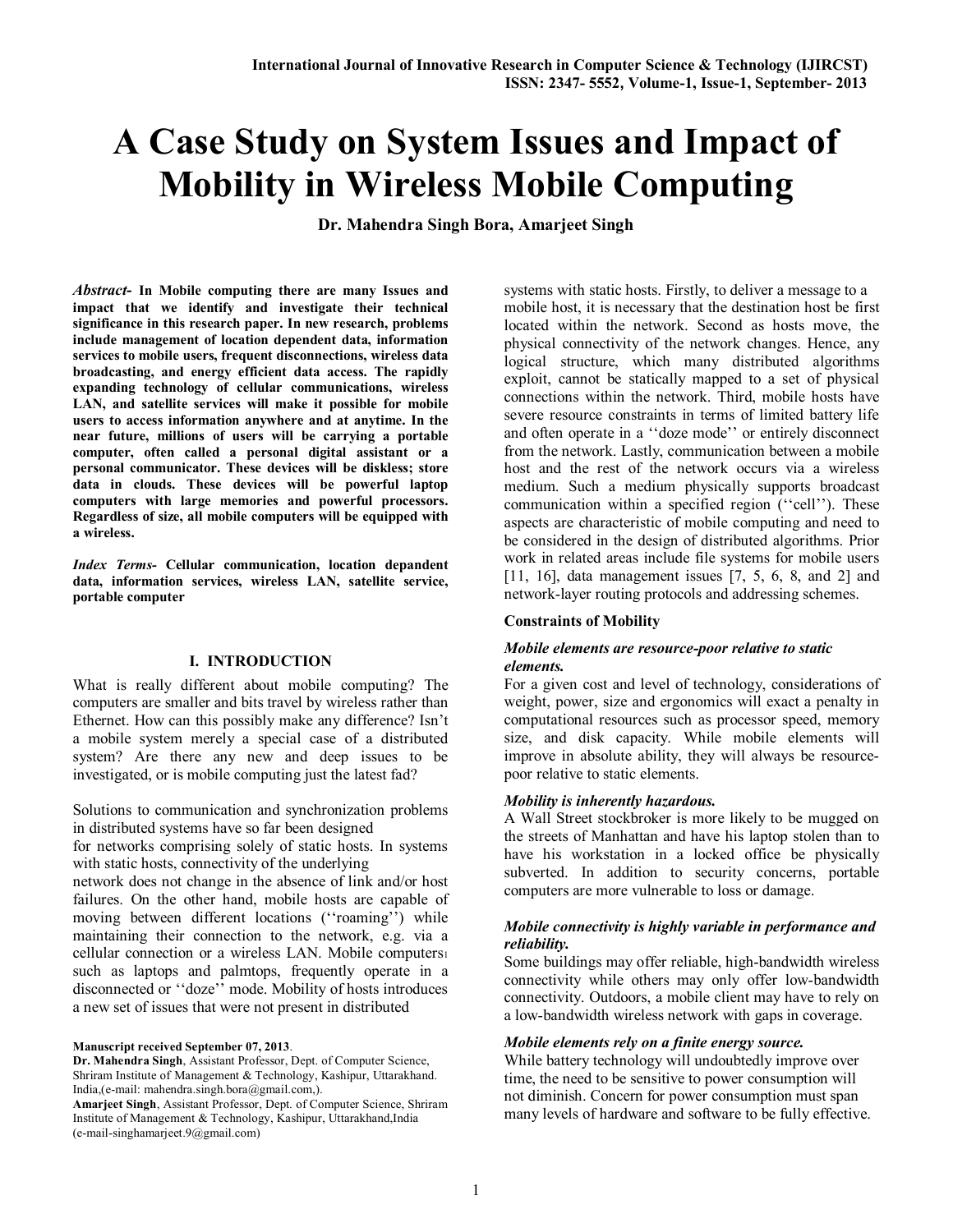# A Case Study on System Issues and Impact of Mobility in Wireless Mobile Computing

**Dr. Mahendra Singh Bora, Amarjeet Singh**

***Abstract*- In Mobile computing there are many Issues and impact that we identify and investigate their technical significance in this research paper. In new research, problems include management of location dependent data, information services to mobile users, frequent disconnections, wireless data broadcasting, and energy efficient data access. The rapidly expanding technology of cellular communications, wireless LAN, and satellite services will make it possible for mobile users to access information anywhere and at anytime. In the near future, millions of users will be carrying a portable computer, often called a personal digital assistant or a personal communicator. These devices will be diskless; store data in clouds. These devices will be powerful laptop computers with large memories and powerful processors. Regardless of size, all mobile computers will be equipped with a wireless.**

***Index Terms*- Cellular communication, location depandent data, information services, wireless LAN, satellite service, portable computer**

## I. INTRODUCTION

What is really different about mobile computing? The computers are smaller and bits travel by wireless rather than Ethernet. How can this possibly make any difference? Isn't a mobile system merely a special case of a distributed system? Are there any new and deep issues to be investigated, or is mobile computing just the latest fad?

Solutions to communication and synchronization problems in distributed systems have so far been designed for networks comprising solely of static hosts. In systems with static hosts, connectivity of the underlying network does not change in the absence of link and/or host failures. On the other hand, mobile hosts are capable of moving between different locations (''roaming'') while maintaining their connection to the network, e.g. via a cellular connection or a wireless LAN. Mobile computers[1] such as laptops and palmtops, frequently operate in a disconnected or ''doze'' mode. Mobility of hosts introduces a new set of issues that were not present in distributed systems with static hosts. Firstly, to deliver a message to a mobile host, it is necessary that the destination host be first located within the network. Second as hosts move, the physical connectivity of the network changes. Hence, any logical structure, which many distributed algorithms exploit, cannot be statically mapped to a set of physical connections within the network. Third, mobile hosts have severe resource constraints in terms of limited battery life and often operate in a ''doze mode'' or entirely disconnect from the network. Lastly, communication between a mobile host and the rest of the network occurs via a wireless medium. Such a medium physically supports broadcast communication within a specified region (''cell''). These aspects are characteristic of mobile computing and need to be considered in the design of distributed algorithms. Prior work in related areas include file systems for mobile users [11, 16], data management issues [7, 5, 6, 8, and 2] and network-layer routing protocols and addressing schemes.

**Manuscript received September 07, 2013**.

**Dr. Mahendra Singh**, Assistant Professor, Dept. of Computer Science, Shriram Institute of Management & Technology, Kashipur, Uttarakhand. India,(e-mail: mahendra.singh.bora@gmail.com,).

**Amarjeet Singh**, Assistant Professor, Dept. of Computer Science, Shriram Institute of Management & Technology, Kashipur, Uttarakhand,India (e-mail-singhamarjeet.9@gmail.com)

### Constraints of Mobility

***Mobile elements are resource-poor relative to static elements.***

For a given cost and level of technology, considerations of weight, power, size and ergonomics will exact a penalty in computational resources such as processor speed, memory size, and disk capacity. While mobile elements will improve in absolute ability, they will always be resource-poor relative to static elements.

***Mobility is inherently hazardous.***

A Wall Street stockbroker is more likely to be mugged on the streets of Manhattan and have his laptop stolen than to have his workstation in a locked office be physically subverted. In addition to security concerns, portable computers are more vulnerable to loss or damage.

***Mobile connectivity is highly variable in performance and reliability.***

Some buildings may offer reliable, high-bandwidth wireless connectivity while others may only offer low-bandwidth connectivity. Outdoors, a mobile client may have to rely on a low-bandwidth wireless network with gaps in coverage.

***Mobile elements rely on a finite energy source.***

While battery technology will undoubtedly improve over time, the need to be sensitive to power consumption will not diminish. Concern for power consumption must span many levels of hardware and software to be fully effective.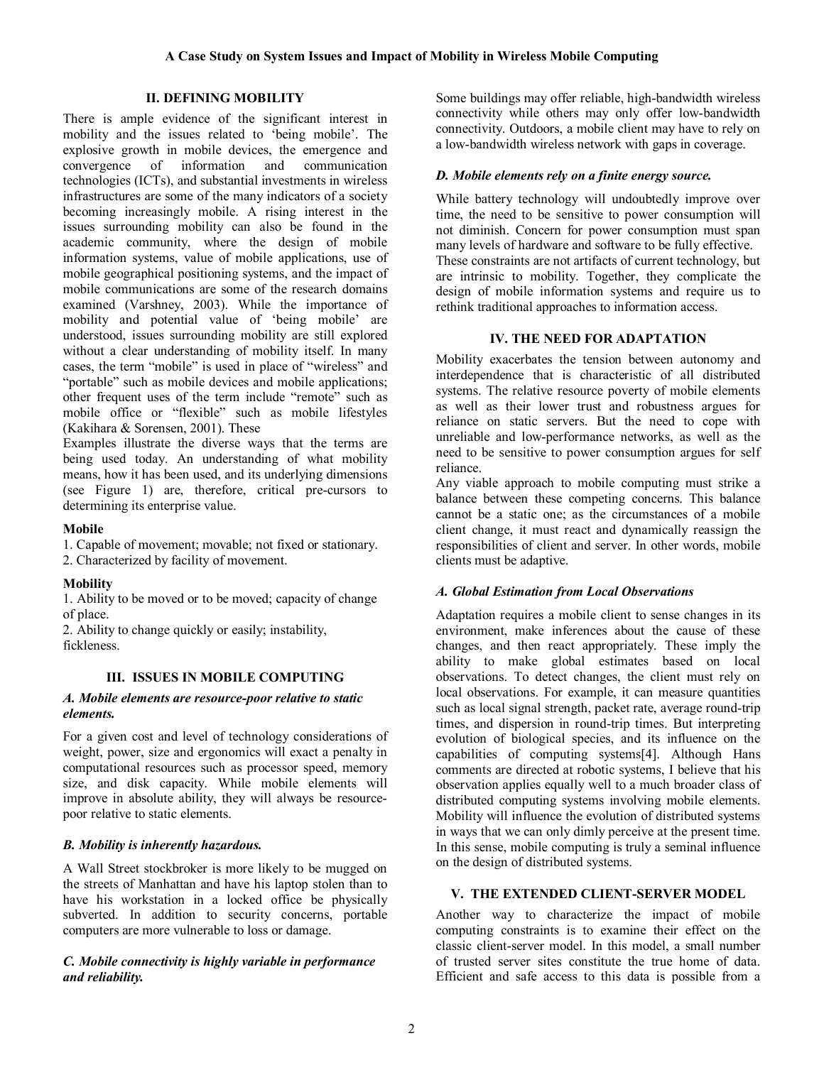## II. DEFINING MOBILITY

There is ample evidence of the significant interest in mobility and the issues related to 'being mobile'. The explosive growth in mobile devices, the emergence and convergence of information and communication technologies (ICTs), and substantial investments in wireless infrastructures are some of the many indicators of a society becoming increasingly mobile. A rising interest in the issues surrounding mobility can also be found in the academic community, where the design of mobile information systems, value of mobile applications, use of mobile geographical positioning systems, and the impact of mobile communications are some of the research domains examined (Varshney, 2003). While the importance of mobility and potential value of 'being mobile' are understood, issues surrounding mobility are still explored without a clear understanding of mobility itself. In many cases, the term "mobile" is used in place of "wireless" and "portable" such as mobile devices and mobile applications; other frequent uses of the term include "remote" such as mobile office or "flexible" such as mobile lifestyles (Kakihara & Sorensen, 2001). These

Examples illustrate the diverse ways that the terms are being used today. An understanding of what mobility means, how it has been used, and its underlying dimensions (see Figure 1) are, therefore, critical pre-cursors to determining its enterprise value.

**Mobile**

1. Capable of movement; movable; not fixed or stationary.
2. Characterized by facility of movement.

**Mobility**

1. Ability to be moved or to be moved; capacity of change of place.
2. Ability to change quickly or easily; instability, fickleness.

## III. ISSUES IN MOBILE COMPUTING

### *A. Mobile elements are resource-poor relative to static elements.*

For a given cost and level of technology considerations of weight, power, size and ergonomics will exact a penalty in computational resources such as processor speed, memory size, and disk capacity. While mobile elements will improve in absolute ability, they will always be resource-poor relative to static elements.

### *B. Mobility is inherently hazardous.*

A Wall Street stockbroker is more likely to be mugged on the streets of Manhattan and have his laptop stolen than to have his workstation in a locked office be physically subverted. In addition to security concerns, portable computers are more vulnerable to loss or damage.

### *C. Mobile connectivity is highly variable in performance and reliability.*

Some buildings may offer reliable, high-bandwidth wireless connectivity while others may only offer low-bandwidth connectivity. Outdoors, a mobile client may have to rely on a low-bandwidth wireless network with gaps in coverage.

### *D. Mobile elements rely on a finite energy source.*

While battery technology will undoubtedly improve over time, the need to be sensitive to power consumption will not diminish. Concern for power consumption must span many levels of hardware and software to be fully effective. These constraints are not artifacts of current technology, but are intrinsic to mobility. Together, they complicate the design of mobile information systems and require us to rethink traditional approaches to information access.

## IV. THE NEED FOR ADAPTATION

Mobility exacerbates the tension between autonomy and interdependence that is characteristic of all distributed systems. The relative resource poverty of mobile elements as well as their lower trust and robustness argues for reliance on static servers. But the need to cope with unreliable and low-performance networks, as well as the need to be sensitive to power consumption argues for self reliance.

Any viable approach to mobile computing must strike a balance between these competing concerns. This balance cannot be a static one; as the circumstances of a mobile client change, it must react and dynamically reassign the responsibilities of client and server. In other words, mobile clients must be adaptive.

### *A. Global Estimation from Local Observations*

Adaptation requires a mobile client to sense changes in its environment, make inferences about the cause of these changes, and then react appropriately. These imply the ability to make global estimates based on local observations. To detect changes, the client must rely on local observations. For example, it can measure quantities such as local signal strength, packet rate, average round-trip times, and dispersion in round-trip times. But interpreting evolution of biological species, and its influence on the capabilities of computing systems[4]. Although Hans comments are directed at robotic systems, I believe that his observation applies equally well to a much broader class of distributed computing systems involving mobile elements. Mobility will influence the evolution of distributed systems in ways that we can only dimly perceive at the present time. In this sense, mobile computing is truly a seminal influence on the design of distributed systems.

## V. THE EXTENDED CLIENT-SERVER MODEL

Another way to characterize the impact of mobile computing constraints is to examine their effect on the classic client-server model. In this model, a small number of trusted server sites constitute the true home of data. Efficient and safe access to this data is possible from a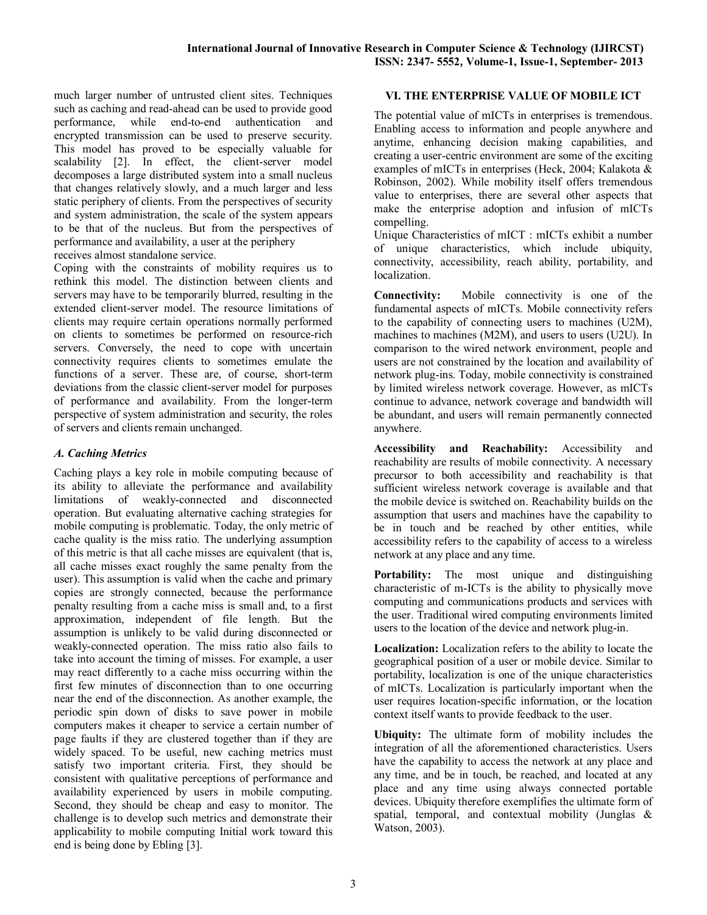much larger number of untrusted client sites. Techniques such as caching and read-ahead can be used to provide good performance, while end-to-end authentication and encrypted transmission can be used to preserve security. This model has proved to be especially valuable for scalability [2]. In effect, the client-server model decomposes a large distributed system into a small nucleus that changes relatively slowly, and a much larger and less static periphery of clients. From the perspectives of security and system administration, the scale of the system appears to be that of the nucleus. But from the perspectives of performance and availability, a user at the periphery receives almost standalone service.

Coping with the constraints of mobility requires us to rethink this model. The distinction between clients and servers may have to be temporarily blurred, resulting in the extended client-server model. The resource limitations of clients may require certain operations normally performed on clients to sometimes be performed on resource-rich servers. Conversely, the need to cope with uncertain connectivity requires clients to sometimes emulate the functions of a server. These are, of course, short-term deviations from the classic client-server model for purposes of performance and availability. From the longer-term perspective of system administration and security, the roles of servers and clients remain unchanged.

### *A. Caching Metrics*

Caching plays a key role in mobile computing because of its ability to alleviate the performance and availability limitations of weakly-connected and disconnected operation. But evaluating alternative caching strategies for mobile computing is problematic. Today, the only metric of cache quality is the miss ratio. The underlying assumption of this metric is that all cache misses are equivalent (that is, all cache misses exact roughly the same penalty from the user). This assumption is valid when the cache and primary copies are strongly connected, because the performance penalty resulting from a cache miss is small and, to a first approximation, independent of file length. But the assumption is unlikely to be valid during disconnected or weakly-connected operation. The miss ratio also fails to take into account the timing of misses. For example, a user may react differently to a cache miss occurring within the first few minutes of disconnection than to one occurring near the end of the disconnection. As another example, the periodic spin down of disks to save power in mobile computers makes it cheaper to service a certain number of page faults if they are clustered together than if they are widely spaced. To be useful, new caching metrics must satisfy two important criteria. First, they should be consistent with qualitative perceptions of performance and availability experienced by users in mobile computing. Second, they should be cheap and easy to monitor. The challenge is to develop such metrics and demonstrate their applicability to mobile computing Initial work toward this end is being done by Ebling [3].

## VI. THE ENTERPRISE VALUE OF MOBILE ICT

The potential value of mICTs in enterprises is tremendous. Enabling access to information and people anywhere and anytime, enhancing decision making capabilities, and creating a user-centric environment are some of the exciting examples of mICTs in enterprises (Heck, 2004; Kalakota & Robinson, 2002). While mobility itself offers tremendous value to enterprises, there are several other aspects that make the enterprise adoption and infusion of mICTs compelling.

Unique Characteristics of mICT : mICTs exhibit a number of unique characteristics, which include ubiquity, connectivity, accessibility, reach ability, portability, and localization.

**Connectivity:** Mobile connectivity is one of the fundamental aspects of mICTs. Mobile connectivity refers to the capability of connecting users to machines (U2M), machines to machines (M2M), and users to users (U2U). In comparison to the wired network environment, people and users are not constrained by the location and availability of network plug-ins. Today, mobile connectivity is constrained by limited wireless network coverage. However, as mICTs continue to advance, network coverage and bandwidth will be abundant, and users will remain permanently connected anywhere.

**Accessibility and Reachability:** Accessibility and reachability are results of mobile connectivity. A necessary precursor to both accessibility and reachability is that sufficient wireless network coverage is available and that the mobile device is switched on. Reachability builds on the assumption that users and machines have the capability to be in touch and be reached by other entities, while accessibility refers to the capability of access to a wireless network at any place and any time.

**Portability:** The most unique and distinguishing characteristic of m-ICTs is the ability to physically move computing and communications products and services with the user. Traditional wired computing environments limited users to the location of the device and network plug-in.

**Localization:** Localization refers to the ability to locate the geographical position of a user or mobile device. Similar to portability, localization is one of the unique characteristics of mICTs. Localization is particularly important when the user requires location-specific information, or the location context itself wants to provide feedback to the user.

**Ubiquity:** The ultimate form of mobility includes the integration of all the aforementioned characteristics. Users have the capability to access the network at any place and any time, and be in touch, be reached, and located at any place and any time using always connected portable devices. Ubiquity therefore exemplifies the ultimate form of spatial, temporal, and contextual mobility (Junglas & Watson, 2003).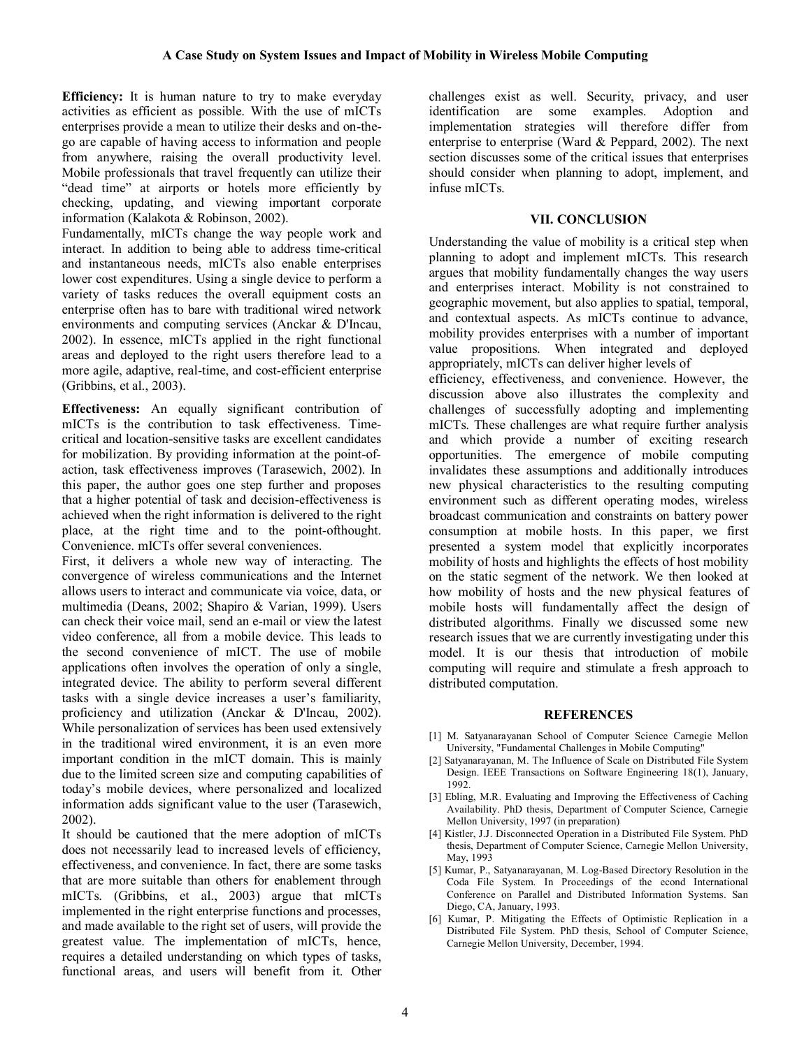**Efficiency:** It is human nature to try to make everyday activities as efficient as possible. With the use of mICTs enterprises provide a mean to utilize their desks and on-the-go are capable of having access to information and people from anywhere, raising the overall productivity level. Mobile professionals that travel frequently can utilize their "dead time" at airports or hotels more efficiently by checking, updating, and viewing important corporate information (Kalakota & Robinson, 2002).

Fundamentally, mICTs change the way people work and interact. In addition to being able to address time-critical and instantaneous needs, mICTs also enable enterprises lower cost expenditures. Using a single device to perform a variety of tasks reduces the overall equipment costs an enterprise often has to bare with traditional wired network environments and computing services (Anckar & D'Incau, 2002). In essence, mICTs applied in the right functional areas and deployed to the right users therefore lead to a more agile, adaptive, real-time, and cost-efficient enterprise (Gribbins, et al., 2003).

**Effectiveness:** An equally significant contribution of mICTs is the contribution to task effectiveness. Time-critical and location-sensitive tasks are excellent candidates for mobilization. By providing information at the point-of-action, task effectiveness improves (Tarasewich, 2002). In this paper, the author goes one step further and proposes that a higher potential of task and decision-effectiveness is achieved when the right information is delivered to the right place, at the right time and to the point-ofthought. Convenience. mICTs offer several conveniences.

First, it delivers a whole new way of interacting. The convergence of wireless communications and the Internet allows users to interact and communicate via voice, data, or multimedia (Deans, 2002; Shapiro & Varian, 1999). Users can check their voice mail, send an e-mail or view the latest video conference, all from a mobile device. This leads to the second convenience of mICT. The use of mobile applications often involves the operation of only a single, integrated device. The ability to perform several different tasks with a single device increases a user's familiarity, proficiency and utilization (Anckar & D'Incau, 2002). While personalization of services has been used extensively in the traditional wired environment, it is an even more important condition in the mICT domain. This is mainly due to the limited screen size and computing capabilities of today's mobile devices, where personalized and localized information adds significant value to the user (Tarasewich, 2002).

It should be cautioned that the mere adoption of mICTs does not necessarily lead to increased levels of efficiency, effectiveness, and convenience. In fact, there are some tasks that are more suitable than others for enablement through mICTs. (Gribbins, et al., 2003) argue that mICTs implemented in the right enterprise functions and processes, and made available to the right set of users, will provide the greatest value. The implementation of mICTs, hence, requires a detailed understanding on which types of tasks, functional areas, and users will benefit from it. Other challenges exist as well. Security, privacy, and user identification are some examples. Adoption and implementation strategies will therefore differ from enterprise to enterprise (Ward & Peppard, 2002). The next section discusses some of the critical issues that enterprises should consider when planning to adopt, implement, and infuse mICTs.

## VII. CONCLUSION

Understanding the value of mobility is a critical step when planning to adopt and implement mICTs. This research argues that mobility fundamentally changes the way users and enterprises interact. Mobility is not constrained to geographic movement, but also applies to spatial, temporal, and contextual aspects. As mICTs continue to advance, mobility provides enterprises with a number of important value propositions. When integrated and deployed appropriately, mICTs can deliver higher levels of efficiency, effectiveness, and convenience. However, the discussion above also illustrates the complexity and challenges of successfully adopting and implementing mICTs. These challenges are what require further analysis and which provide a number of exciting research opportunities. The emergence of mobile computing invalidates these assumptions and additionally introduces new physical characteristics to the resulting computing environment such as different operating modes, wireless broadcast communication and constraints on battery power consumption at mobile hosts. In this paper, we first presented a system model that explicitly incorporates mobility of hosts and highlights the effects of host mobility on the static segment of the network. We then looked at how mobility of hosts and the new physical features of mobile hosts will fundamentally affect the design of distributed algorithms. Finally we discussed some new research issues that we are currently investigating under this model. It is our thesis that introduction of mobile computing will require and stimulate a fresh approach to distributed computation.

## REFERENCES

[1] M. Satyanarayanan School of Computer Science Carnegie Mellon University, "Fundamental Challenges in Mobile Computing"

[2] Satyanarayanan, M. The Influence of Scale on Distributed File System Design. IEEE Transactions on Software Engineering 18(1), January, 1992.

[3] Ebling, M.R. Evaluating and Improving the Effectiveness of Caching Availability. PhD thesis, Department of Computer Science, Carnegie Mellon University, 1997 (in preparation)

[4] Kistler, J.J. Disconnected Operation in a Distributed File System. PhD thesis, Department of Computer Science, Carnegie Mellon University, May, 1993

[5] Kumar, P., Satyanarayanan, M. Log-Based Directory Resolution in the Coda File System. In Proceedings of the econd International Conference on Parallel and Distributed Information Systems. San Diego, CA, January, 1993.

[6] Kumar, P. Mitigating the Effects of Optimistic Replication in a Distributed File System. PhD thesis, School of Computer Science, Carnegie Mellon University, December, 1994.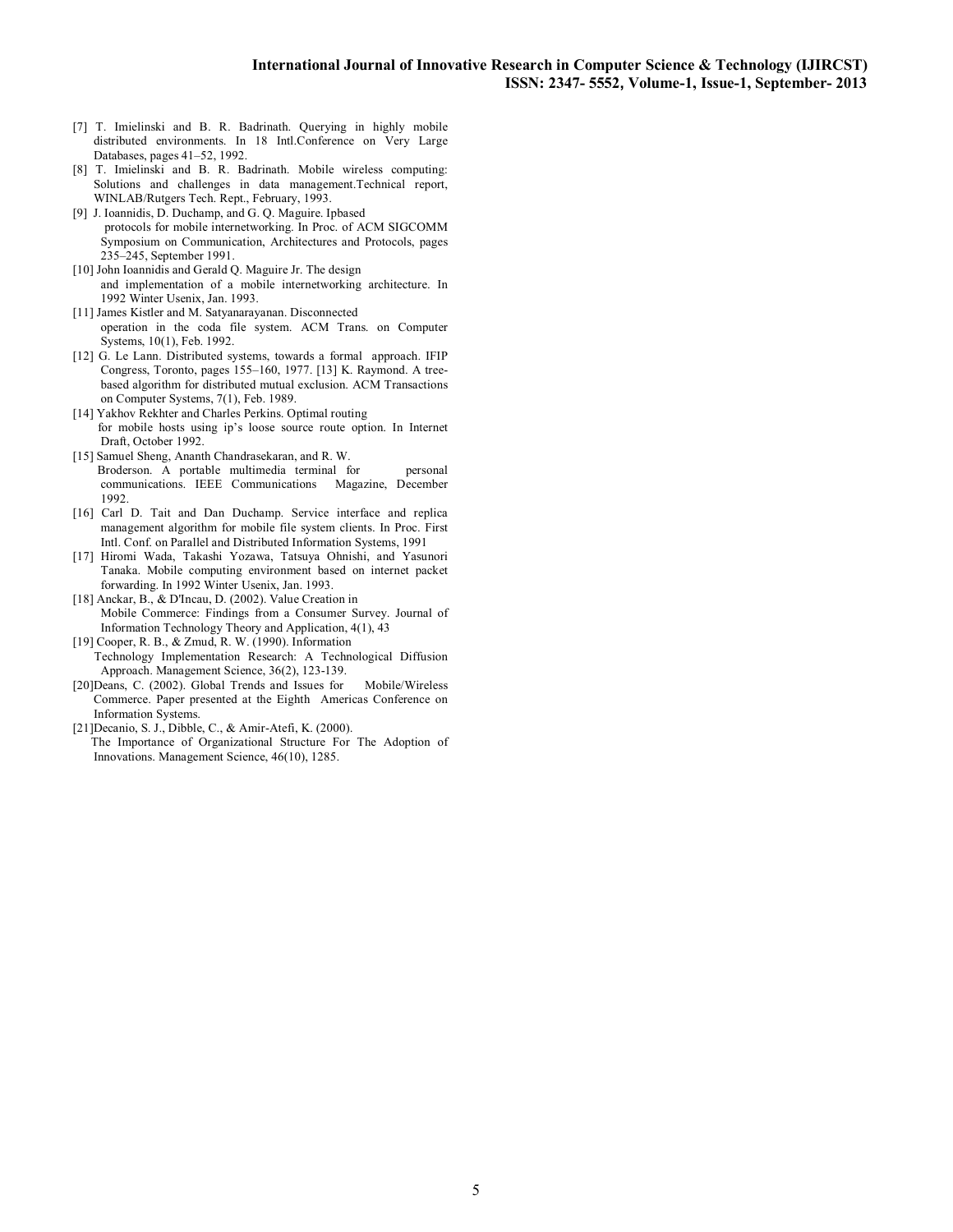[7] T. Imielinski and B. R. Badrinath. Querying in highly mobile distributed environments. In 18 Intl.Conference on Very Large Databases, pages 41–52, 1992.

[8] T. Imielinski and B. R. Badrinath. Mobile wireless computing: Solutions and challenges in data management.Technical report, WINLAB/Rutgers Tech. Rept., February, 1993.

[9] J. Ioannidis, D. Duchamp, and G. Q. Maguire. Ipbased protocols for mobile internetworking. In Proc. of ACM SIGCOMM Symposium on Communication, Architectures and Protocols, pages 235–245, September 1991.

[10] John Ioannidis and Gerald Q. Maguire Jr. The design and implementation of a mobile internetworking architecture. In 1992 Winter Usenix, Jan. 1993.

[11] James Kistler and M. Satyanarayanan. Disconnected operation in the coda file system. ACM Trans. on Computer Systems, 10(1), Feb. 1992.

[12] G. Le Lann. Distributed systems, towards a formal approach. IFIP Congress, Toronto, pages 155–160, 1977. [13] K. Raymond. A tree-based algorithm for distributed mutual exclusion. ACM Transactions on Computer Systems, 7(1), Feb. 1989.

[14] Yakhov Rekhter and Charles Perkins. Optimal routing for mobile hosts using ip's loose source route option. In Internet Draft, October 1992.

[15] Samuel Sheng, Ananth Chandrasekaran, and R. W. Broderson. A portable multimedia terminal for personal communications. IEEE Communications Magazine, December 1992.

[16] Carl D. Tait and Dan Duchamp. Service interface and replica management algorithm for mobile file system clients. In Proc. First Intl. Conf. on Parallel and Distributed Information Systems, 1991

[17] Hiromi Wada, Takashi Yozawa, Tatsuya Ohnishi, and Yasunori Tanaka. Mobile computing environment based on internet packet forwarding. In 1992 Winter Usenix, Jan. 1993.

[18] Anckar, B., & D'Incau, D. (2002). Value Creation in Mobile Commerce: Findings from a Consumer Survey. Journal of Information Technology Theory and Application, 4(1), 43

[19] Cooper, R. B., & Zmud, R. W. (1990). Information Technology Implementation Research: A Technological Diffusion Approach. Management Science, 36(2), 123-139.

[20]Deans, C. (2002). Global Trends and Issues for Mobile/Wireless Commerce. Paper presented at the Eighth Americas Conference on Information Systems.

[21]Decanio, S. J., Dibble, C., & Amir-Atefi, K. (2000). The Importance of Organizational Structure For The Adoption of Innovations. Management Science, 46(10), 1285.